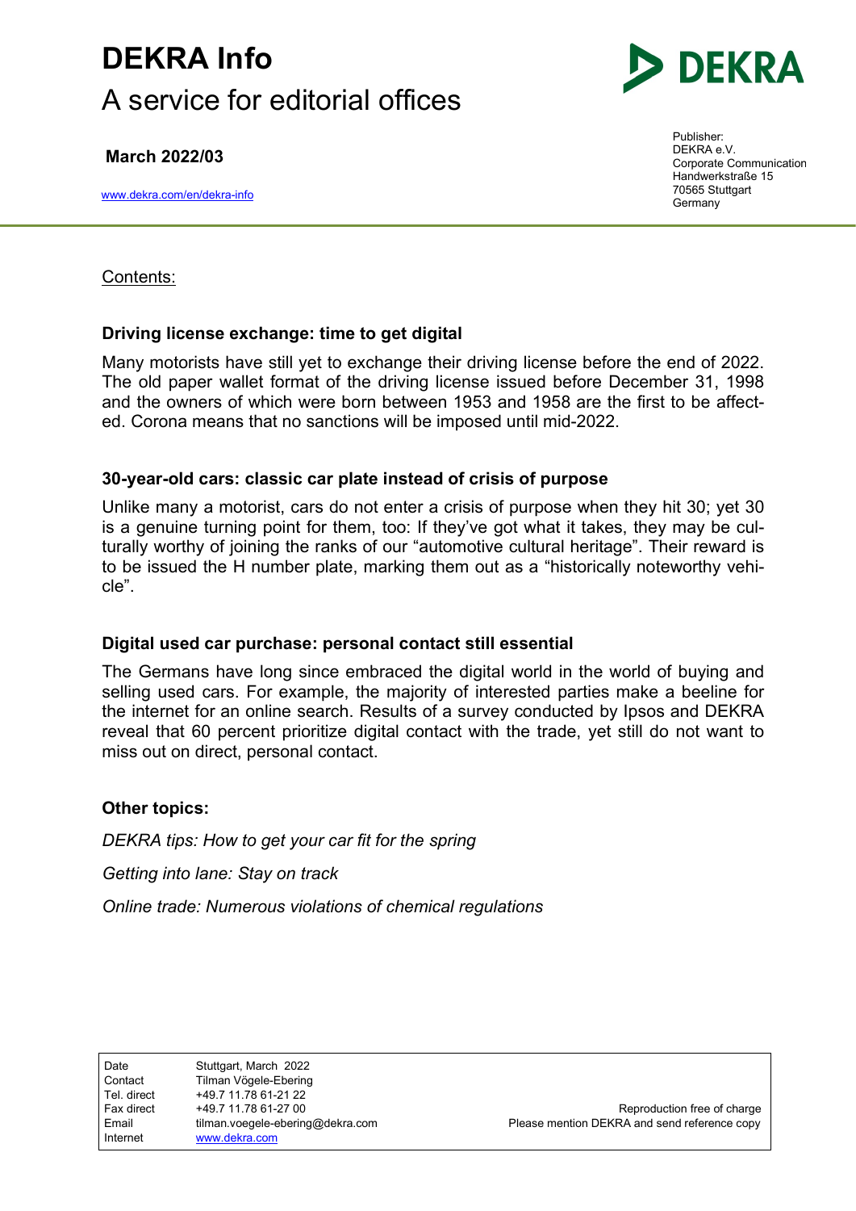# DEKRA Info

A service for editorial offices

**March 2022/03**

www.dekra.com/en/dekra-info

Publisher:
DEKRA e.V.
Corporate Communication
Handwerkstraße 15
70565 Stuttgart
Germany

Contents:

### Driving license exchange: time to get digital

Many motorists have still yet to exchange their driving license before the end of 2022. The old paper wallet format of the driving license issued before December 31, 1998 and the owners of which were born between 1953 and 1958 are the first to be affected. Corona means that no sanctions will be imposed until mid-2022.

### 30-year-old cars: classic car plate instead of crisis of purpose

Unlike many a motorist, cars do not enter a crisis of purpose when they hit 30; yet 30 is a genuine turning point for them, too: If they've got what it takes, they may be culturally worthy of joining the ranks of our "automotive cultural heritage". Their reward is to be issued the H number plate, marking them out as a "historically noteworthy vehicle".

### Digital used car purchase: personal contact still essential

The Germans have long since embraced the digital world in the world of buying and selling used cars. For example, the majority of interested parties make a beeline for the internet for an online search. Results of a survey conducted by Ipsos and DEKRA reveal that 60 percent prioritize digital contact with the trade, yet still do not want to miss out on direct, personal contact.

### Other topics:

*DEKRA tips: How to get your car fit for the spring*

*Getting into lane: Stay on track*

*Online trade: Numerous violations of chemical regulations*

| | | |
|---|---|---|
| Date | Stuttgart, March 2022 | |
| Contact | Tilman Vögele-Ebering | |
| Tel. direct | +49.7 11.78 61-21 22 | |
| Fax direct | +49.7 11.78 61-27 00 | Reproduction free of charge |
| Email | tilman.voegele-ebering@dekra.com | Please mention DEKRA and send reference copy |
| Internet | www.dekra.com | |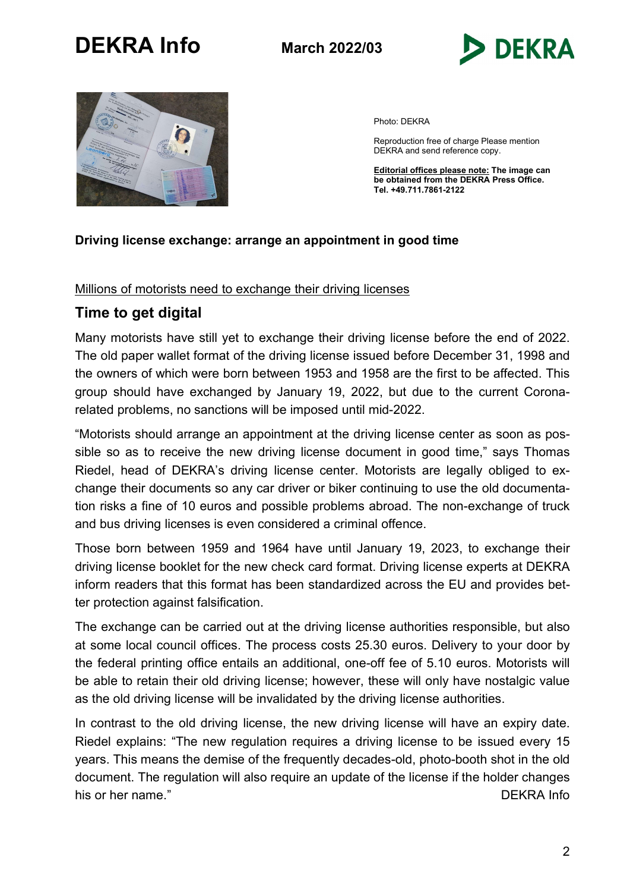Photo: DEKRA

Reproduction free of charge Please mention DEKRA and send reference copy.

**Editorial offices please note: The image can be obtained from the DEKRA Press Office. Tel. +49.711.7861-2122**

**Driving license exchange: arrange an appointment in good time**

Millions of motorists need to exchange their driving licenses

## Time to get digital

Many motorists have still yet to exchange their driving license before the end of 2022. The old paper wallet format of the driving license issued before December 31, 1998 and the owners of which were born between 1953 and 1958 are the first to be affected. This group should have exchanged by January 19, 2022, but due to the current Corona-related problems, no sanctions will be imposed until mid-2022.

"Motorists should arrange an appointment at the driving license center as soon as possible so as to receive the new driving license document in good time," says Thomas Riedel, head of DEKRA's driving license center. Motorists are legally obliged to exchange their documents so any car driver or biker continuing to use the old documentation risks a fine of 10 euros and possible problems abroad. The non-exchange of truck and bus driving licenses is even considered a criminal offence.

Those born between 1959 and 1964 have until January 19, 2023, to exchange their driving license booklet for the new check card format. Driving license experts at DEKRA inform readers that this format has been standardized across the EU and provides better protection against falsification.

The exchange can be carried out at the driving license authorities responsible, but also at some local council offices. The process costs 25.30 euros. Delivery to your door by the federal printing office entails an additional, one-off fee of 5.10 euros. Motorists will be able to retain their old driving license; however, these will only have nostalgic value as the old driving license will be invalidated by the driving license authorities.

In contrast to the old driving license, the new driving license will have an expiry date. Riedel explains: "The new regulation requires a driving license to be issued every 15 years. This means the demise of the frequently decades-old, photo-booth shot in the old document. The regulation will also require an update of the license if the holder changes his or her name."

DEKRA Info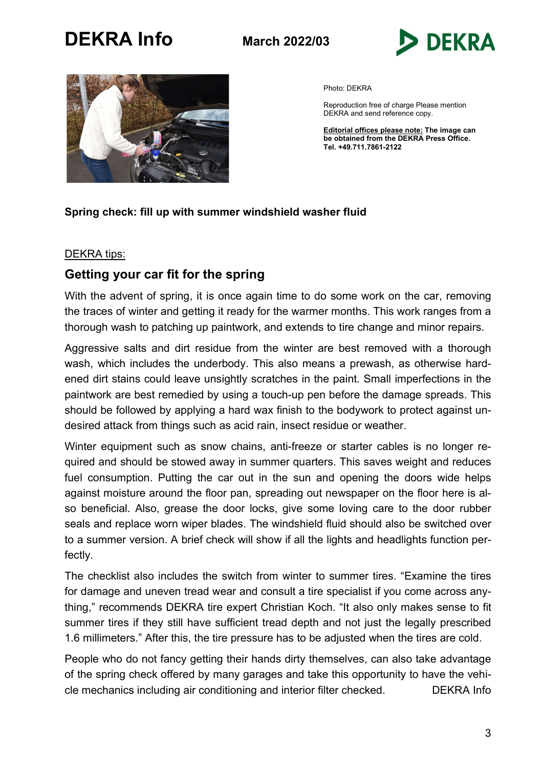Photo: DEKRA

Reproduction free of charge Please mention DEKRA and send reference copy.

**Editorial offices please note: The image can be obtained from the DEKRA Press Office. Tel. +49.711.7861-2122**

**Spring check: fill up with summer windshield washer fluid**

DEKRA tips:

## Getting your car fit for the spring

With the advent of spring, it is once again time to do some work on the car, removing the traces of winter and getting it ready for the warmer months. This work ranges from a thorough wash to patching up paintwork, and extends to tire change and minor repairs.

Aggressive salts and dirt residue from the winter are best removed with a thorough wash, which includes the underbody. This also means a prewash, as otherwise hardened dirt stains could leave unsightly scratches in the paint. Small imperfections in the paintwork are best remedied by using a touch-up pen before the damage spreads. This should be followed by applying a hard wax finish to the bodywork to protect against undesired attack from things such as acid rain, insect residue or weather.

Winter equipment such as snow chains, anti-freeze or starter cables is no longer required and should be stowed away in summer quarters. This saves weight and reduces fuel consumption. Putting the car out in the sun and opening the doors wide helps against moisture around the floor pan, spreading out newspaper on the floor here is also beneficial. Also, grease the door locks, give some loving care to the door rubber seals and replace worn wiper blades. The windshield fluid should also be switched over to a summer version. A brief check will show if all the lights and headlights function perfectly.

The checklist also includes the switch from winter to summer tires. "Examine the tires for damage and uneven tread wear and consult a tire specialist if you come across anything," recommends DEKRA tire expert Christian Koch. "It also only makes sense to fit summer tires if they still have sufficient tread depth and not just the legally prescribed 1.6 millimeters." After this, the tire pressure has to be adjusted when the tires are cold.

People who do not fancy getting their hands dirty themselves, can also take advantage of the spring check offered by many garages and take this opportunity to have the vehicle mechanics including air conditioning and interior filter checked. DEKRA Info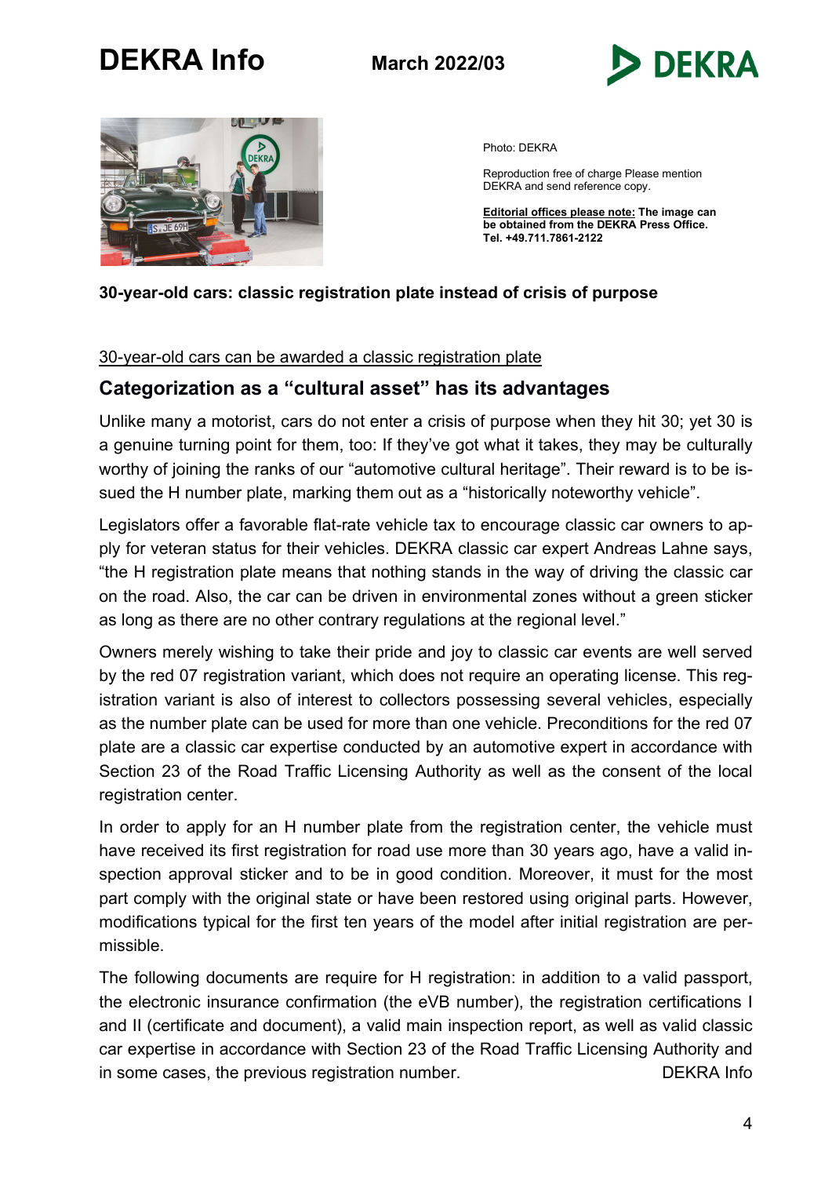Photo: DEKRA

Reproduction free of charge Please mention DEKRA and send reference copy.

**Editorial offices please note: The image can be obtained from the DEKRA Press Office. Tel. +49.711.7861-2122**

**30-year-old cars: classic registration plate instead of crisis of purpose**

30-year-old cars can be awarded a classic registration plate

## Categorization as a "cultural asset" has its advantages

Unlike many a motorist, cars do not enter a crisis of purpose when they hit 30; yet 30 is a genuine turning point for them, too: If they've got what it takes, they may be culturally worthy of joining the ranks of our "automotive cultural heritage". Their reward is to be issued the H number plate, marking them out as a "historically noteworthy vehicle".

Legislators offer a favorable flat-rate vehicle tax to encourage classic car owners to apply for veteran status for their vehicles. DEKRA classic car expert Andreas Lahne says, "the H registration plate means that nothing stands in the way of driving the classic car on the road. Also, the car can be driven in environmental zones without a green sticker as long as there are no other contrary regulations at the regional level."

Owners merely wishing to take their pride and joy to classic car events are well served by the red 07 registration variant, which does not require an operating license. This registration variant is also of interest to collectors possessing several vehicles, especially as the number plate can be used for more than one vehicle. Preconditions for the red 07 plate are a classic car expertise conducted by an automotive expert in accordance with Section 23 of the Road Traffic Licensing Authority as well as the consent of the local registration center.

In order to apply for an H number plate from the registration center, the vehicle must have received its first registration for road use more than 30 years ago, have a valid inspection approval sticker and to be in good condition. Moreover, it must for the most part comply with the original state or have been restored using original parts. However, modifications typical for the first ten years of the model after initial registration are permissible.

The following documents are require for H registration: in addition to a valid passport, the electronic insurance confirmation (the eVB number), the registration certifications I and II (certificate and document), a valid main inspection report, as well as valid classic car expertise in accordance with Section 23 of the Road Traffic Licensing Authority and in some cases, the previous registration number. DEKRA Info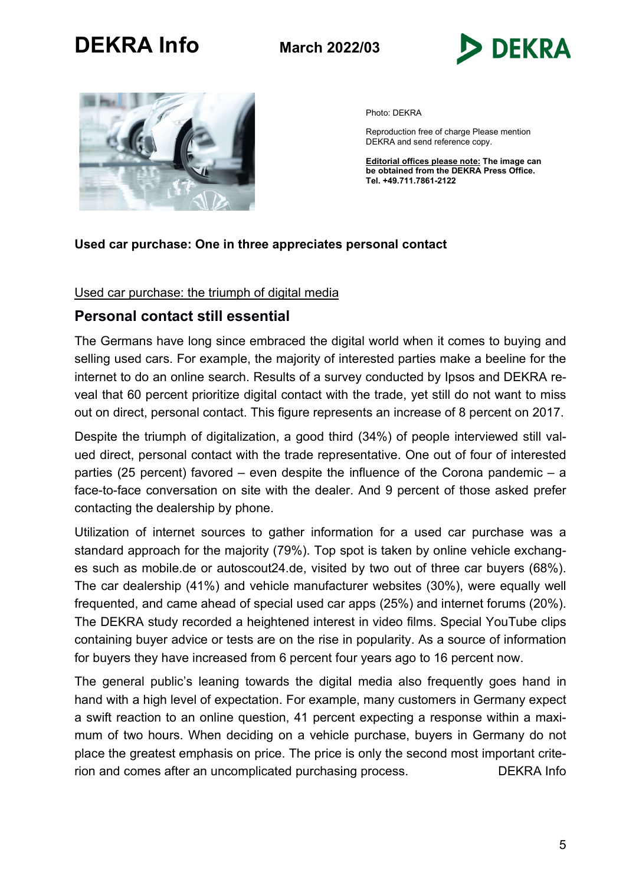Photo: DEKRA

Reproduction free of charge Please mention DEKRA and send reference copy.

**Editorial offices please note: The image can be obtained from the DEKRA Press Office. Tel. +49.711.7861-2122**

**Used car purchase: One in three appreciates personal contact**

Used car purchase: the triumph of digital media

## Personal contact still essential

The Germans have long since embraced the digital world when it comes to buying and selling used cars. For example, the majority of interested parties make a beeline for the internet to do an online search. Results of a survey conducted by Ipsos and DEKRA reveal that 60 percent prioritize digital contact with the trade, yet still do not want to miss out on direct, personal contact. This figure represents an increase of 8 percent on 2017.

Despite the triumph of digitalization, a good third (34%) of people interviewed still valued direct, personal contact with the trade representative. One out of four of interested parties (25 percent) favored – even despite the influence of the Corona pandemic – a face-to-face conversation on site with the dealer. And 9 percent of those asked prefer contacting the dealership by phone.

Utilization of internet sources to gather information for a used car purchase was a standard approach for the majority (79%). Top spot is taken by online vehicle exchanges such as mobile.de or autoscout24.de, visited by two out of three car buyers (68%). The car dealership (41%) and vehicle manufacturer websites (30%), were equally well frequented, and came ahead of special used car apps (25%) and internet forums (20%). The DEKRA study recorded a heightened interest in video films. Special YouTube clips containing buyer advice or tests are on the rise in popularity. As a source of information for buyers they have increased from 6 percent four years ago to 16 percent now.

The general public's leaning towards the digital media also frequently goes hand in hand with a high level of expectation. For example, many customers in Germany expect a swift reaction to an online question, 41 percent expecting a response within a maximum of two hours. When deciding on a vehicle purchase, buyers in Germany do not place the greatest emphasis on price. The price is only the second most important criterion and comes after an uncomplicated purchasing process. DEKRA Info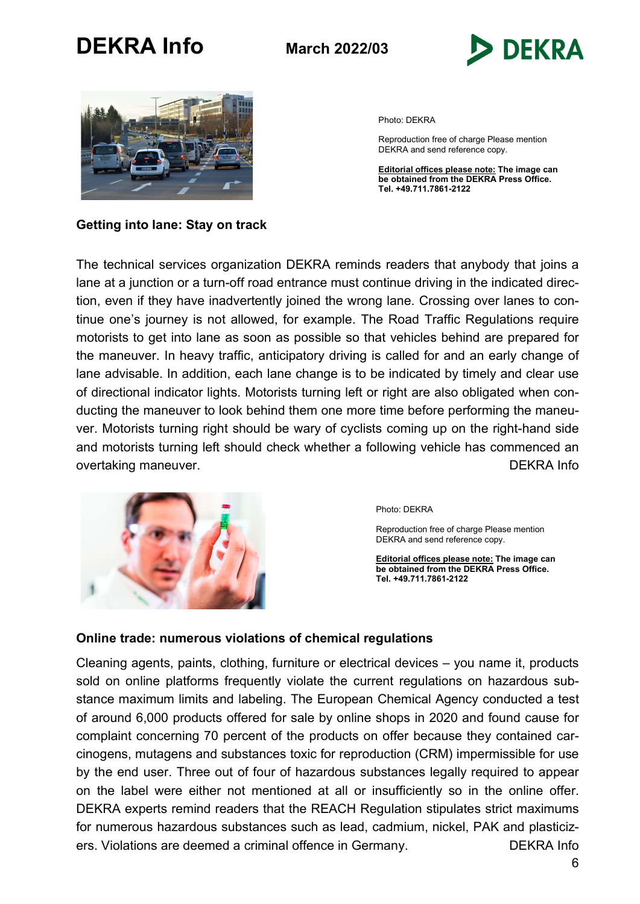Photo: DEKRA

Reproduction free of charge Please mention DEKRA and send reference copy.

**Editorial offices please note: The image can be obtained from the DEKRA Press Office. Tel. +49.711.7861-2122**

**Getting into lane: Stay on track**

The technical services organization DEKRA reminds readers that anybody that joins a lane at a junction or a turn-off road entrance must continue driving in the indicated direction, even if they have inadvertently joined the wrong lane. Crossing over lanes to continue one's journey is not allowed, for example. The Road Traffic Regulations require motorists to get into lane as soon as possible so that vehicles behind are prepared for the maneuver. In heavy traffic, anticipatory driving is called for and an early change of lane advisable. In addition, each lane change is to be indicated by timely and clear use of directional indicator lights. Motorists turning left or right are also obligated when conducting the maneuver to look behind them one more time before performing the maneuver. Motorists turning right should be wary of cyclists coming up on the right-hand side and motorists turning left should check whether a following vehicle has commenced an overtaking maneuver. DEKRA Info

Photo: DEKRA

Reproduction free of charge Please mention DEKRA and send reference copy.

**Editorial offices please note: The image can be obtained from the DEKRA Press Office. Tel. +49.711.7861-2122**

**Online trade: numerous violations of chemical regulations**

Cleaning agents, paints, clothing, furniture or electrical devices – you name it, products sold on online platforms frequently violate the current regulations on hazardous substance maximum limits and labeling. The European Chemical Agency conducted a test of around 6,000 products offered for sale by online shops in 2020 and found cause for complaint concerning 70 percent of the products on offer because they contained carcinogens, mutagens and substances toxic for reproduction (CRM) impermissible for use by the end user. Three out of four of hazardous substances legally required to appear on the label were either not mentioned at all or insufficiently so in the online offer. DEKRA experts remind readers that the REACH Regulation stipulates strict maximums for numerous hazardous substances such as lead, cadmium, nickel, PAK and plasticizers. Violations are deemed a criminal offence in Germany. DEKRA Info